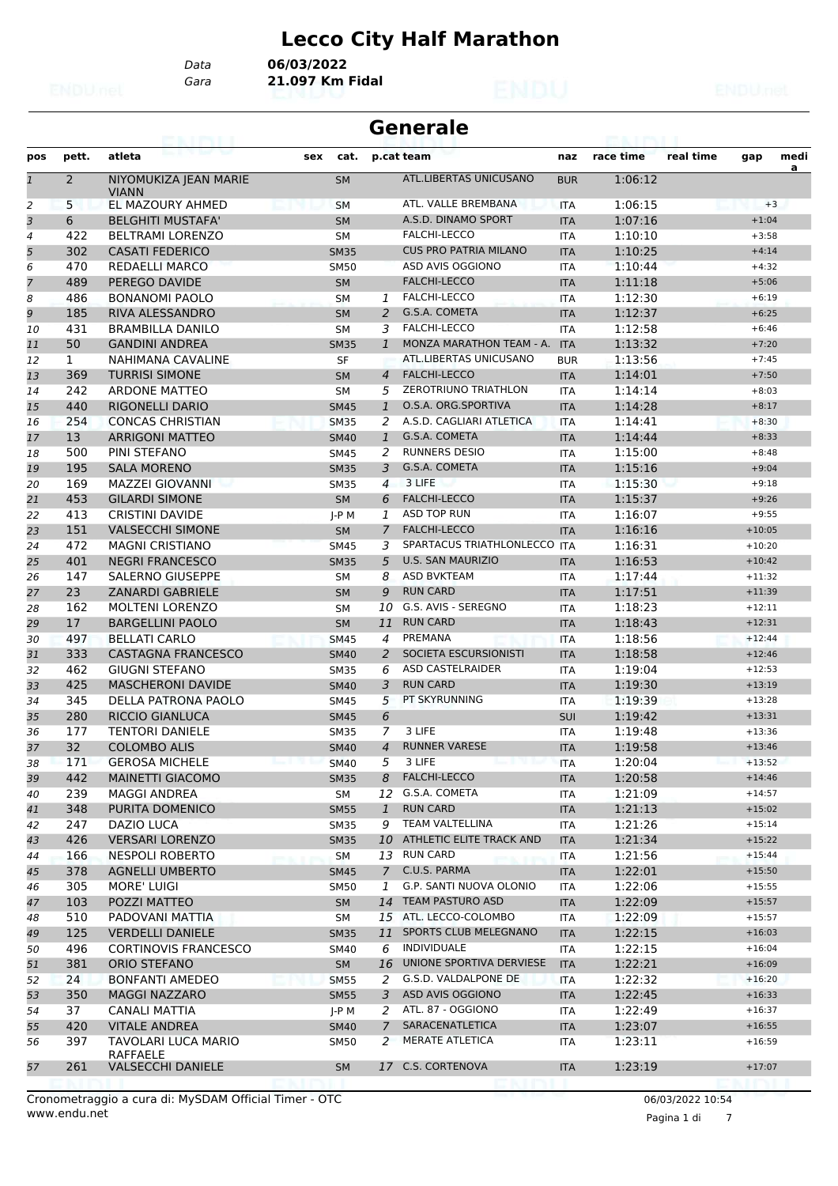# Lecco City Half Marathon

Data **06/03/2022**
Gara **21.097 Km Fidal**

## Generale

| pos | pett. | atleta | sex | cat. | p.cat | team | naz | race time | real time | gap | medi a |
|---|---|---|---|---|---|---|---|---|---|---|---|
| 1 | 2 | NIYOMUKIZA JEAN MARIE VIANN | | SM | | ATL.LIBERTAS UNICUSANO | BUR | 1:06:12 | | | |
| 2 | 5 | EL MAZOURY AHMED | | SM | | ATL. VALLE BREMBANA | ITA | 1:06:15 | | +3 | |
| 3 | 6 | BELGHITI MUSTAFA' | | SM | | A.S.D. DINAMO SPORT | ITA | 1:07:16 | | +1:04 | |
| 4 | 422 | BELTRAMI LORENZO | | SM | | FALCHI-LECCO | ITA | 1:10:10 | | +3:58 | |
| 5 | 302 | CASATI FEDERICO | | SM35 | | CUS PRO PATRIA MILANO | ITA | 1:10:25 | | +4:14 | |
| 6 | 470 | REDAELLI MARCO | | SM50 | | ASD AVIS OGGIONO | ITA | 1:10:44 | | +4:32 | |
| 7 | 489 | PEREGO DAVIDE | | SM | | FALCHI-LECCO | ITA | 1:11:18 | | +5:06 | |
| 8 | 486 | BONANOMI PAOLO | | SM | 1 | FALCHI-LECCO | ITA | 1:12:30 | | +6:19 | |
| 9 | 185 | RIVA ALESSANDRO | | SM | 2 | G.S.A. COMETA | ITA | 1:12:37 | | +6:25 | |
| 10 | 431 | BRAMBILLA DANILO | | SM | 3 | FALCHI-LECCO | ITA | 1:12:58 | | +6:46 | |
| 11 | 50 | GANDINI ANDREA | | SM35 | 1 | MONZA MARATHON TEAM - A. | ITA | 1:13:32 | | +7:20 | |
| 12 | 1 | NAHIMANA CAVALINE | | SF | | ATL.LIBERTAS UNICUSANO | BUR | 1:13:56 | | +7:45 | |
| 13 | 369 | TURRISI SIMONE | | SM | 4 | FALCHI-LECCO | ITA | 1:14:01 | | +7:50 | |
| 14 | 242 | ARDONE MATTEO | | SM | 5 | ZEROTRIUNO TRIATHLON | ITA | 1:14:14 | | +8:03 | |
| 15 | 440 | RIGONELLI DARIO | | SM45 | 1 | O.S.A. ORG.SPORTIVA | ITA | 1:14:28 | | +8:17 | |
| 16 | 254 | CONCAS CHRISTIAN | | SM35 | 2 | A.S.D. CAGLIARI ATLETICA | ITA | 1:14:41 | | +8:30 | |
| 17 | 13 | ARRIGONI MATTEO | | SM40 | 1 | G.S.A. COMETA | ITA | 1:14:44 | | +8:33 | |
| 18 | 500 | PINI STEFANO | | SM45 | 2 | RUNNERS DESIO | ITA | 1:15:00 | | +8:48 | |
| 19 | 195 | SALA MORENO | | SM35 | 3 | G.S.A. COMETA | ITA | 1:15:16 | | +9:04 | |
| 20 | 169 | MAZZEI GIOVANNI | | SM35 | 4 | 3 LIFE | ITA | 1:15:30 | | +9:18 | |
| 21 | 453 | GILARDI SIMONE | | SM | 6 | FALCHI-LECCO | ITA | 1:15:37 | | +9:26 | |
| 22 | 413 | CRISTINI DAVIDE | | J-P M | 1 | ASD TOP RUN | ITA | 1:16:07 | | +9:55 | |
| 23 | 151 | VALSECCHI SIMONE | | SM | 7 | FALCHI-LECCO | ITA | 1:16:16 | | +10:05 | |
| 24 | 472 | MAGNI CRISTIANO | | SM45 | 3 | SPARTACUS TRIATHLONLECCO | ITA | 1:16:31 | | +10:20 | |
| 25 | 401 | NEGRI FRANCESCO | | SM35 | 5 | U.S. SAN MAURIZIO | ITA | 1:16:53 | | +10:42 | |
| 26 | 147 | SALERNO GIUSEPPE | | SM | 8 | ASD BVKTEAM | ITA | 1:17:44 | | +11:32 | |
| 27 | 23 | ZANARDI GABRIELE | | SM | 9 | RUN CARD | ITA | 1:17:51 | | +11:39 | |
| 28 | 162 | MOLTENI LORENZO | | SM | 10 | G.S. AVIS - SEREGNO | ITA | 1:18:23 | | +12:11 | |
| 29 | 17 | BARGELLINI PAOLO | | SM | 11 | RUN CARD | ITA | 1:18:43 | | +12:31 | |
| 30 | 497 | BELLATI CARLO | | SM45 | 4 | PREMANA | ITA | 1:18:56 | | +12:44 | |
| 31 | 333 | CASTAGNA FRANCESCO | | SM40 | 2 | SOCIETA ESCURSIONISTI | ITA | 1:18:58 | | +12:46 | |
| 32 | 462 | GIUGNI STEFANO | | SM35 | 6 | ASD CASTELRAIDER | ITA | 1:19:04 | | +12:53 | |
| 33 | 425 | MASCHERONI DAVIDE | | SM40 | 3 | RUN CARD | ITA | 1:19:30 | | +13:19 | |
| 34 | 345 | DELLA PATRONA PAOLO | | SM45 | 5 | PT SKYRUNNING | ITA | 1:19:39 | | +13:28 | |
| 35 | 280 | RICCIO GIANLUCA | | SM45 | 6 | | SUI | 1:19:42 | | +13:31 | |
| 36 | 177 | TENTORI DANIELE | | SM35 | 7 | 3 LIFE | ITA | 1:19:48 | | +13:36 | |
| 37 | 32 | COLOMBO ALIS | | SM40 | 4 | RUNNER VARESE | ITA | 1:19:58 | | +13:46 | |
| 38 | 171 | GEROSA MICHELE | | SM40 | 5 | 3 LIFE | ITA | 1:20:04 | | +13:52 | |
| 39 | 442 | MAINETTI GIACOMO | | SM35 | 8 | FALCHI-LECCO | ITA | 1:20:58 | | +14:46 | |
| 40 | 239 | MAGGI ANDREA | | SM | 12 | G.S.A. COMETA | ITA | 1:21:09 | | +14:57 | |
| 41 | 348 | PURITA DOMENICO | | SM55 | 1 | RUN CARD | ITA | 1:21:13 | | +15:02 | |
| 42 | 247 | DAZIO LUCA | | SM35 | 9 | TEAM VALTELLINA | ITA | 1:21:26 | | +15:14 | |
| 43 | 426 | VERSARI LORENZO | | SM35 | 10 | ATHLETIC ELITE TRACK AND | ITA | 1:21:34 | | +15:22 | |
| 44 | 166 | NESPOLI ROBERTO | | SM | 13 | RUN CARD | ITA | 1:21:56 | | +15:44 | |
| 45 | 378 | AGNELLI UMBERTO | | SM45 | 7 | C.U.S. PARMA | ITA | 1:22:01 | | +15:50 | |
| 46 | 305 | MORE' LUIGI | | SM50 | 1 | G.P. SANTI NUOVA OLONIO | ITA | 1:22:06 | | +15:55 | |
| 47 | 103 | POZZI MATTEO | | SM | 14 | TEAM PASTURO ASD | ITA | 1:22:09 | | +15:57 | |
| 48 | 510 | PADOVANI MATTIA | | SM | 15 | ATL. LECCO-COLOMBO | ITA | 1:22:09 | | +15:57 | |
| 49 | 125 | VERDELLI DANIELE | | SM35 | 11 | SPORTS CLUB MELEGNANO | ITA | 1:22:15 | | +16:03 | |
| 50 | 496 | CORTINOVIS FRANCESCO | | SM40 | 6 | INDIVIDUALE | ITA | 1:22:15 | | +16:04 | |
| 51 | 381 | ORIO STEFANO | | SM | 16 | UNIONE SPORTIVA DERVIESE | ITA | 1:22:21 | | +16:09 | |
| 52 | 24 | BONFANTI AMEDEO | | SM55 | 2 | G.S.D. VALDALPONE DE | ITA | 1:22:32 | | +16:20 | |
| 53 | 350 | MAGGI NAZZARO | | SM55 | 3 | ASD AVIS OGGIONO | ITA | 1:22:45 | | +16:33 | |
| 54 | 37 | CANALI MATTIA | | J-P M | 2 | ATL. 87 - OGGIONO | ITA | 1:22:49 | | +16:37 | |
| 55 | 420 | VITALE ANDREA | | SM40 | 7 | SARACENATLETICA | ITA | 1:23:07 | | +16:55 | |
| 56 | 397 | TAVOLARI LUCA MARIO RAFFAELE | | SM50 | 2 | MERATE ATLETICA | ITA | 1:23:11 | | +16:59 | |
| 57 | 261 | VALSECCHI DANIELE | | SM | 17 | C.S. CORTENOVA | ITA | 1:23:19 | | +17:07 | |

Cronometraggio a cura di: MySDAM Official Timer - OTC
www.endu.net

06/03/2022 10:54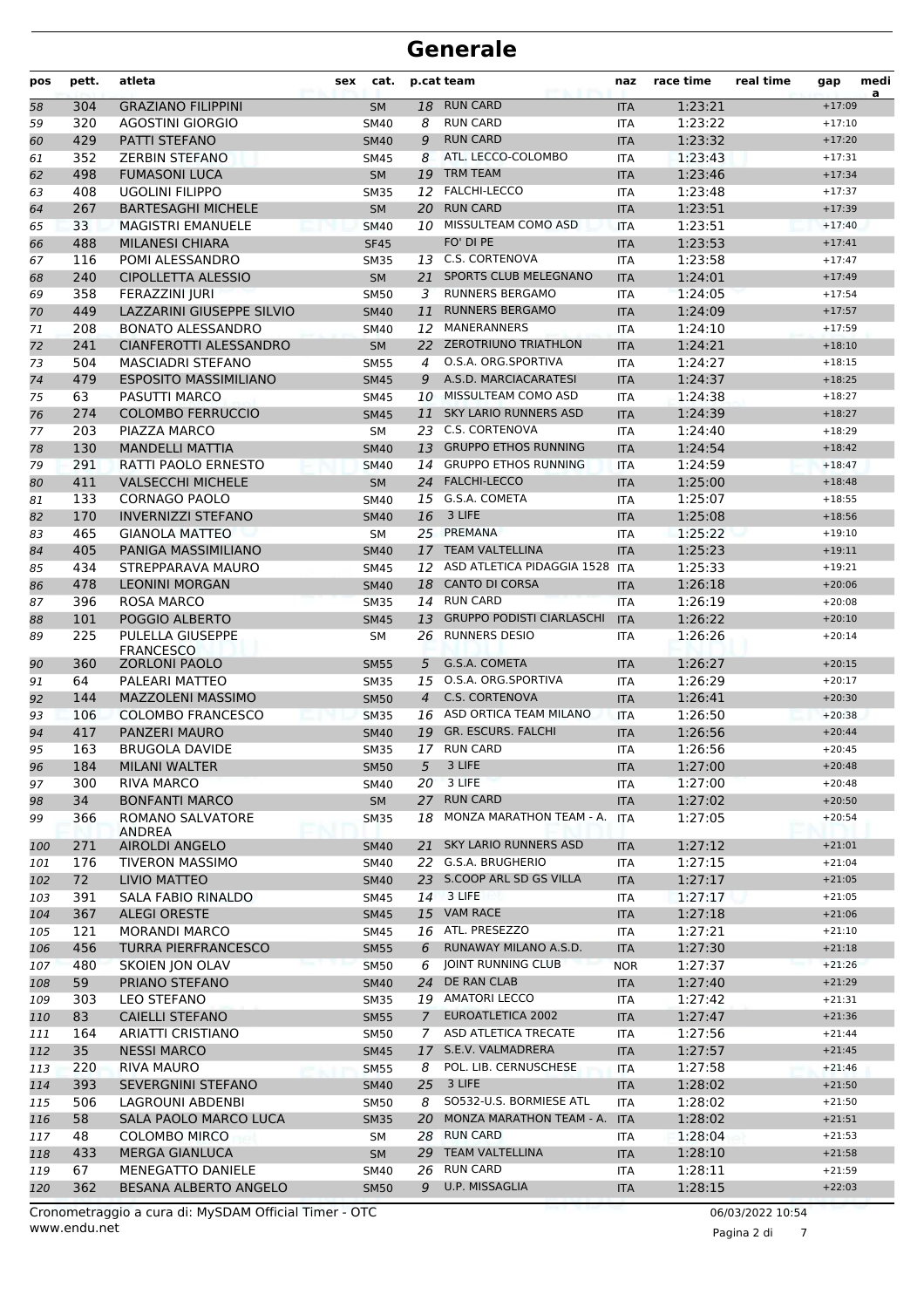# Generale

| pos | pett. | atleta | sex | cat. | p.cat | team | naz | race time | real time | gap | media |
|---|---|---|---|---|---|---|---|---|---|---|---|
| 58 | 304 | GRAZIANO FILIPPINI | | SM | 18 | RUN CARD | ITA | 1:23:21 | | +17:09 | |
| 59 | 320 | AGOSTINI GIORGIO | | SM40 | 8 | RUN CARD | ITA | 1:23:22 | | +17:10 | |
| 60 | 429 | PATTI STEFANO | | SM40 | 9 | RUN CARD | ITA | 1:23:32 | | +17:20 | |
| 61 | 352 | ZERBIN STEFANO | | SM45 | 8 | ATL. LECCO-COLOMBO | ITA | 1:23:43 | | +17:31 | |
| 62 | 498 | FUMASONI LUCA | | SM | 19 | TRM TEAM | ITA | 1:23:46 | | +17:34 | |
| 63 | 408 | UGOLINI FILIPPO | | SM35 | 12 | FALCHI-LECCO | ITA | 1:23:48 | | +17:37 | |
| 64 | 267 | BARTESAGHI MICHELE | | SM | 20 | RUN CARD | ITA | 1:23:51 | | +17:39 | |
| 65 | 33 | MAGISTRI EMANUELE | | SM40 | 10 | MISSULTEAM COMO ASD | ITA | 1:23:51 | | +17:40 | |
| 66 | 488 | MILANESI CHIARA | | SF45 | | FO' DI PE | ITA | 1:23:53 | | +17:41 | |
| 67 | 116 | POMI ALESSANDRO | | SM35 | 13 | C.S. CORTENOVA | ITA | 1:23:58 | | +17:47 | |
| 68 | 240 | CIPOLLETTA ALESSIO | | SM | 21 | SPORTS CLUB MELEGNANO | ITA | 1:24:01 | | +17:49 | |
| 69 | 358 | FERAZZINI JURI | | SM50 | 3 | RUNNERS BERGAMO | ITA | 1:24:05 | | +17:54 | |
| 70 | 449 | LAZZARINI GIUSEPPE SILVIO | | SM40 | 11 | RUNNERS BERGAMO | ITA | 1:24:09 | | +17:57 | |
| 71 | 208 | BONATO ALESSANDRO | | SM40 | 12 | MANERANNERS | ITA | 1:24:10 | | +17:59 | |
| 72 | 241 | CIANFEROTTI ALESSANDRO | | SM | 22 | ZEROTRIUNO TRIATHLON | ITA | 1:24:21 | | +18:10 | |
| 73 | 504 | MASCIADRI STEFANO | | SM55 | 4 | O.S.A. ORG.SPORTIVA | ITA | 1:24:27 | | +18:15 | |
| 74 | 479 | ESPOSITO MASSIMILIANO | | SM45 | 9 | A.S.D. MARCIACARATESI | ITA | 1:24:37 | | +18:25 | |
| 75 | 63 | PASUTTI MARCO | | SM45 | 10 | MISSULTEAM COMO ASD | ITA | 1:24:38 | | +18:27 | |
| 76 | 274 | COLOMBO FERRUCCIO | | SM45 | 11 | SKY LARIO RUNNERS ASD | ITA | 1:24:39 | | +18:27 | |
| 77 | 203 | PIAZZA MARCO | | SM | 23 | C.S. CORTENOVA | ITA | 1:24:40 | | +18:29 | |
| 78 | 130 | MANDELLI MATTIA | | SM40 | 13 | GRUPPO ETHOS RUNNING | ITA | 1:24:54 | | +18:42 | |
| 79 | 291 | RATTI PAOLO ERNESTO | | SM40 | 14 | GRUPPO ETHOS RUNNING | ITA | 1:24:59 | | +18:47 | |
| 80 | 411 | VALSECCHI MICHELE | | SM | 24 | FALCHI-LECCO | ITA | 1:25:00 | | +18:48 | |
| 81 | 133 | CORNAGO PAOLO | | SM40 | 15 | G.S.A. COMETA | ITA | 1:25:07 | | +18:55 | |
| 82 | 170 | INVERNIZZI STEFANO | | SM40 | 16 | 3 LIFE | ITA | 1:25:08 | | +18:56 | |
| 83 | 465 | GIANOLA MATTEO | | SM | 25 | PREMANA | ITA | 1:25:22 | | +19:10 | |
| 84 | 405 | PANIGA MASSIMILIANO | | SM40 | 17 | TEAM VALTELLINA | ITA | 1:25:23 | | +19:11 | |
| 85 | 434 | STREPPARAVA MAURO | | SM45 | 12 | ASD ATLETICA PIDAGGIA 1528 | ITA | 1:25:33 | | +19:21 | |
| 86 | 478 | LEONINI MORGAN | | SM40 | 18 | CANTO DI CORSA | ITA | 1:26:18 | | +20:06 | |
| 87 | 396 | ROSA MARCO | | SM35 | 14 | RUN CARD | ITA | 1:26:19 | | +20:08 | |
| 88 | 101 | POGGIO ALBERTO | | SM45 | 13 | GRUPPO PODISTI CIARLASCHI | ITA | 1:26:22 | | +20:10 | |
| 89 | 225 | PULELLA GIUSEPPE FRANCESCO | | SM | 26 | RUNNERS DESIO | ITA | 1:26:26 | | +20:14 | |
| 90 | 360 | ZORLONI PAOLO | | SM55 | 5 | G.S.A. COMETA | ITA | 1:26:27 | | +20:15 | |
| 91 | 64 | PALEARI MATTEO | | SM35 | 15 | O.S.A. ORG.SPORTIVA | ITA | 1:26:29 | | +20:17 | |
| 92 | 144 | MAZZOLENI MASSIMO | | SM50 | 4 | C.S. CORTENOVA | ITA | 1:26:41 | | +20:30 | |
| 93 | 106 | COLOMBO FRANCESCO | | SM35 | 16 | ASD ORTICA TEAM MILANO | ITA | 1:26:50 | | +20:38 | |
| 94 | 417 | PANZERI MAURO | | SM40 | 19 | GR. ESCURS. FALCHI | ITA | 1:26:56 | | +20:44 | |
| 95 | 163 | BRUGOLA DAVIDE | | SM35 | 17 | RUN CARD | ITA | 1:26:56 | | +20:45 | |
| 96 | 184 | MILANI WALTER | | SM50 | 5 | 3 LIFE | ITA | 1:27:00 | | +20:48 | |
| 97 | 300 | RIVA MARCO | | SM40 | 20 | 3 LIFE | ITA | 1:27:00 | | +20:48 | |
| 98 | 34 | BONFANTI MARCO | | SM | 27 | RUN CARD | ITA | 1:27:02 | | +20:50 | |
| 99 | 366 | ROMANO SALVATORE ANDREA | | SM35 | 18 | MONZA MARATHON TEAM - A. | ITA | 1:27:05 | | +20:54 | |
| 100 | 271 | AIROLDI ANGELO | | SM40 | 21 | SKY LARIO RUNNERS ASD | ITA | 1:27:12 | | +21:01 | |
| 101 | 176 | TIVERON MASSIMO | | SM40 | 22 | G.S.A. BRUGHERIO | ITA | 1:27:15 | | +21:04 | |
| 102 | 72 | LIVIO MATTEO | | SM40 | 23 | S.COOP ARL SD GS VILLA | ITA | 1:27:17 | | +21:05 | |
| 103 | 391 | SALA FABIO RINALDO | | SM45 | 14 | 3 LIFE | ITA | 1:27:17 | | +21:05 | |
| 104 | 367 | ALEGI ORESTE | | SM45 | 15 | VAM RACE | ITA | 1:27:18 | | +21:06 | |
| 105 | 121 | MORANDI MARCO | | SM45 | 16 | ATL. PRESEZZO | ITA | 1:27:21 | | +21:10 | |
| 106 | 456 | TURRA PIERFRANCESCO | | SM55 | 6 | RUNAWAY MILANO A.S.D. | ITA | 1:27:30 | | +21:18 | |
| 107 | 480 | SKOIEN JON OLAV | | SM50 | 6 | JOINT RUNNING CLUB | NOR | 1:27:37 | | +21:26 | |
| 108 | 59 | PRIANO STEFANO | | SM40 | 24 | DE RAN CLAB | ITA | 1:27:40 | | +21:29 | |
| 109 | 303 | LEO STEFANO | | SM35 | 19 | AMATORI LECCO | ITA | 1:27:42 | | +21:31 | |
| 110 | 83 | CAIELLI STEFANO | | SM55 | 7 | EUROATLETICA 2002 | ITA | 1:27:47 | | +21:36 | |
| 111 | 164 | ARIATTI CRISTIANO | | SM50 | 7 | ASD ATLETICA TRECATE | ITA | 1:27:56 | | +21:44 | |
| 112 | 35 | NESSI MARCO | | SM45 | 17 | S.E.V. VALMADRERA | ITA | 1:27:57 | | +21:45 | |
| 113 | 220 | RIVA MAURO | | SM55 | 8 | POL. LIB. CERNUSCHESE | ITA | 1:27:58 | | +21:46 | |
| 114 | 393 | SEVERGNINI STEFANO | | SM40 | 25 | 3 LIFE | ITA | 1:28:02 | | +21:50 | |
| 115 | 506 | LAGROUNI ABDENBI | | SM50 | 8 | SO532-U.S. BORMIESE ATL | ITA | 1:28:02 | | +21:50 | |
| 116 | 58 | SALA PAOLO MARCO LUCA | | SM35 | 20 | MONZA MARATHON TEAM - A. | ITA | 1:28:02 | | +21:51 | |
| 117 | 48 | COLOMBO MIRCO | | SM | 28 | RUN CARD | ITA | 1:28:04 | | +21:53 | |
| 118 | 433 | MERGA GIANLUCA | | SM | 29 | TEAM VALTELLINA | ITA | 1:28:10 | | +21:58 | |
| 119 | 67 | MENEGATTO DANIELE | | SM40 | 26 | RUN CARD | ITA | 1:28:11 | | +21:59 | |
| 120 | 362 | BESANA ALBERTO ANGELO | | SM50 | 9 | U.P. MISSAGLIA | ITA | 1:28:15 | | +22:03 | |

Cronometraggio a cura di: MySDAM Official Timer - OTC
www.endu.net

06/03/2022 10:54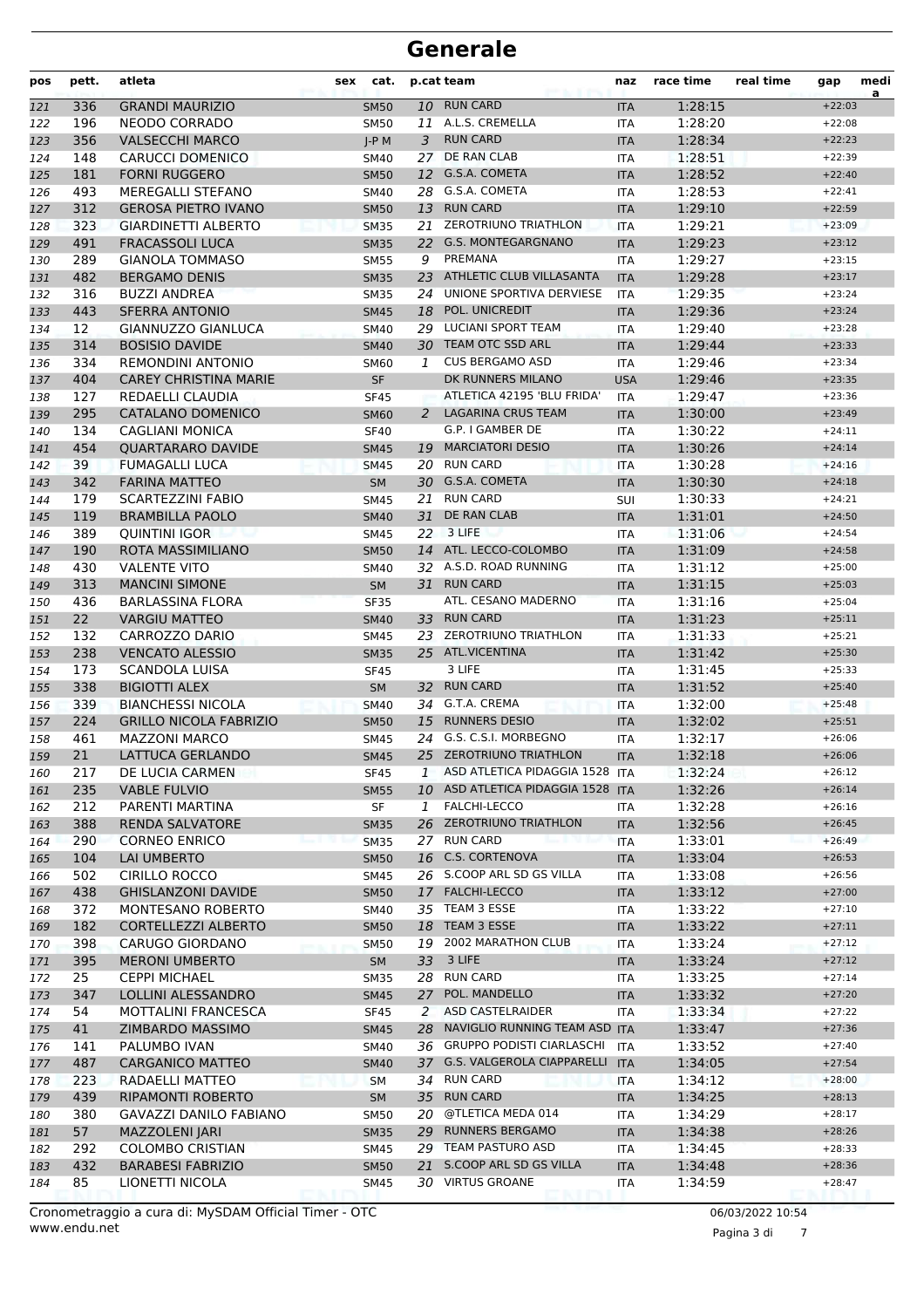# Generale

| pos | pett. | atleta | sex | cat. | p.cat | team | naz | race time | real time | gap | media |
|---|---|---|---|---|---|---|---|---|---|---|---|
| 121 | 336 | GRANDI MAURIZIO | | SM50 | 10 | RUN CARD | ITA | 1:28:15 | | +22:03 | |
| 122 | 196 | NEODO CORRADO | | SM50 | 11 | A.L.S. CREMELLA | ITA | 1:28:20 | | +22:08 | |
| 123 | 356 | VALSECCHI MARCO | | J-P M | 3 | RUN CARD | ITA | 1:28:34 | | +22:23 | |
| 124 | 148 | CARUCCI DOMENICO | | SM40 | 27 | DE RAN CLAB | ITA | 1:28:51 | | +22:39 | |
| 125 | 181 | FORNI RUGGERO | | SM50 | 12 | G.S.A. COMETA | ITA | 1:28:52 | | +22:40 | |
| 126 | 493 | MEREGALLI STEFANO | | SM40 | 28 | G.S.A. COMETA | ITA | 1:28:53 | | +22:41 | |
| 127 | 312 | GEROSA PIETRO IVANO | | SM50 | 13 | RUN CARD | ITA | 1:29:10 | | +22:59 | |
| 128 | 323 | GIARDINETTI ALBERTO | | SM35 | 21 | ZEROTRIUNO TRIATHLON | ITA | 1:29:21 | | +23:09 | |
| 129 | 491 | FRACASSOLI LUCA | | SM35 | 22 | G.S. MONTEGARGNANO | ITA | 1:29:23 | | +23:12 | |
| 130 | 289 | GIANOLA TOMMASO | | SM55 | 9 | PREMANA | ITA | 1:29:27 | | +23:15 | |
| 131 | 482 | BERGAMO DENIS | | SM35 | 23 | ATHLETIC CLUB VILLASANTA | ITA | 1:29:28 | | +23:17 | |
| 132 | 316 | BUZZI ANDREA | | SM35 | 24 | UNIONE SPORTIVA DERVIESE | ITA | 1:29:35 | | +23:24 | |
| 133 | 443 | SFERRA ANTONIO | | SM45 | 18 | POL. UNICREDIT | ITA | 1:29:36 | | +23:24 | |
| 134 | 12 | GIANNUZZO GIANLUCA | | SM40 | 29 | LUCIANI SPORT TEAM | ITA | 1:29:40 | | +23:28 | |
| 135 | 314 | BOSISIO DAVIDE | | SM40 | 30 | TEAM OTC SSD ARL | ITA | 1:29:44 | | +23:33 | |
| 136 | 334 | REMONDINI ANTONIO | | SM60 | 1 | CUS BERGAMO ASD | ITA | 1:29:46 | | +23:34 | |
| 137 | 404 | CAREY CHRISTINA MARIE | | SF | | DK RUNNERS MILANO | USA | 1:29:46 | | +23:35 | |
| 138 | 127 | REDAELLI CLAUDIA | | SF45 | | ATLETICA 42195 'BLU FRIDA' | ITA | 1:29:47 | | +23:36 | |
| 139 | 295 | CATALANO DOMENICO | | SM60 | 2 | LAGARINA CRUS TEAM | ITA | 1:30:00 | | +23:49 | |
| 140 | 134 | CAGLIANI MONICA | | SF40 | | G.P. I GAMBER DE | ITA | 1:30:22 | | +24:11 | |
| 141 | 454 | QUARTARARO DAVIDE | | SM45 | 19 | MARCIATORI DESIO | ITA | 1:30:26 | | +24:14 | |
| 142 | 39 | FUMAGALLI LUCA | | SM45 | 20 | RUN CARD | ITA | 1:30:28 | | +24:16 | |
| 143 | 342 | FARINA MATTEO | | SM | 30 | G.S.A. COMETA | ITA | 1:30:30 | | +24:18 | |
| 144 | 179 | SCARTEZZINI FABIO | | SM45 | 21 | RUN CARD | SUI | 1:30:33 | | +24:21 | |
| 145 | 119 | BRAMBILLA PAOLO | | SM40 | 31 | DE RAN CLAB | ITA | 1:31:01 | | +24:50 | |
| 146 | 389 | QUINTINI IGOR | | SM45 | 22 | 3 LIFE | ITA | 1:31:06 | | +24:54 | |
| 147 | 190 | ROTA MASSIMILIANO | | SM50 | 14 | ATL. LECCO-COLOMBO | ITA | 1:31:09 | | +24:58 | |
| 148 | 430 | VALENTE VITO | | SM40 | 32 | A.S.D. ROAD RUNNING | ITA | 1:31:12 | | +25:00 | |
| 149 | 313 | MANCINI SIMONE | | SM | 31 | RUN CARD | ITA | 1:31:15 | | +25:03 | |
| 150 | 436 | BARLASSINA FLORA | | SF35 | | ATL. CESANO MADERNO | ITA | 1:31:16 | | +25:04 | |
| 151 | 22 | VARGIU MATTEO | | SM40 | 33 | RUN CARD | ITA | 1:31:23 | | +25:11 | |
| 152 | 132 | CARROZZO DARIO | | SM45 | 23 | ZEROTRIUNO TRIATHLON | ITA | 1:31:33 | | +25:21 | |
| 153 | 238 | VENCATO ALESSIO | | SM35 | 25 | ATL.VICENTINA | ITA | 1:31:42 | | +25:30 | |
| 154 | 173 | SCANDOLA LUISA | | SF45 | | 3 LIFE | ITA | 1:31:45 | | +25:33 | |
| 155 | 338 | BIGIOTTI ALEX | | SM | 32 | RUN CARD | ITA | 1:31:52 | | +25:40 | |
| 156 | 339 | BIANCHESSI NICOLA | | SM40 | 34 | G.T.A. CREMA | ITA | 1:32:00 | | +25:48 | |
| 157 | 224 | GRILLO NICOLA FABRIZIO | | SM50 | 15 | RUNNERS DESIO | ITA | 1:32:02 | | +25:51 | |
| 158 | 461 | MAZZONI MARCO | | SM45 | 24 | G.S. C.S.I. MORBEGNO | ITA | 1:32:17 | | +26:06 | |
| 159 | 21 | LATTUCA GERLANDO | | SM45 | 25 | ZEROTRIUNO TRIATHLON | ITA | 1:32:18 | | +26:06 | |
| 160 | 217 | DE LUCIA CARMEN | | SF45 | 1 | ASD ATLETICA PIDAGGIA 1528 | ITA | 1:32:24 | | +26:12 | |
| 161 | 235 | VABLE FULVIO | | SM55 | 10 | ASD ATLETICA PIDAGGIA 1528 | ITA | 1:32:26 | | +26:14 | |
| 162 | 212 | PARENTI MARTINA | | SF | 1 | FALCHI-LECCO | ITA | 1:32:28 | | +26:16 | |
| 163 | 388 | RENDA SALVATORE | | SM35 | 26 | ZEROTRIUNO TRIATHLON | ITA | 1:32:56 | | +26:45 | |
| 164 | 290 | CORNEO ENRICO | | SM35 | 27 | RUN CARD | ITA | 1:33:01 | | +26:49 | |
| 165 | 104 | LAI UMBERTO | | SM50 | 16 | C.S. CORTENOVA | ITA | 1:33:04 | | +26:53 | |
| 166 | 502 | CIRILLO ROCCO | | SM45 | 26 | S.COOP ARL SD GS VILLA | ITA | 1:33:08 | | +26:56 | |
| 167 | 438 | GHISLANZONI DAVIDE | | SM50 | 17 | FALCHI-LECCO | ITA | 1:33:12 | | +27:00 | |
| 168 | 372 | MONTESANO ROBERTO | | SM40 | 35 | TEAM 3 ESSE | ITA | 1:33:22 | | +27:10 | |
| 169 | 182 | CORTELLEZZI ALBERTO | | SM50 | 18 | TEAM 3 ESSE | ITA | 1:33:22 | | +27:11 | |
| 170 | 398 | CARUGO GIORDANO | | SM50 | 19 | 2002 MARATHON CLUB | ITA | 1:33:24 | | +27:12 | |
| 171 | 395 | MERONI UMBERTO | | SM | 33 | 3 LIFE | ITA | 1:33:24 | | +27:12 | |
| 172 | 25 | CEPPI MICHAEL | | SM35 | 28 | RUN CARD | ITA | 1:33:25 | | +27:14 | |
| 173 | 347 | LOLLINI ALESSANDRO | | SM45 | 27 | POL. MANDELLO | ITA | 1:33:32 | | +27:20 | |
| 174 | 54 | MOTTALINI FRANCESCA | | SF45 | 2 | ASD CASTELRAIDER | ITA | 1:33:34 | | +27:22 | |
| 175 | 41 | ZIMBARDO MASSIMO | | SM45 | 28 | NAVIGLIO RUNNING TEAM ASD | ITA | 1:33:47 | | +27:36 | |
| 176 | 141 | PALUMBO IVAN | | SM40 | 36 | GRUPPO PODISTI CIARLASCHI | ITA | 1:33:52 | | +27:40 | |
| 177 | 487 | CARGANICO MATTEO | | SM40 | 37 | G.S. VALGEROLA CIAPPARELLI | ITA | 1:34:05 | | +27:54 | |
| 178 | 223 | RADAELLI MATTEO | | SM | 34 | RUN CARD | ITA | 1:34:12 | | +28:00 | |
| 179 | 439 | RIPAMONTI ROBERTO | | SM | 35 | RUN CARD | ITA | 1:34:25 | | +28:13 | |
| 180 | 380 | GAVAZZI DANILO FABIANO | | SM50 | 20 | @TLETICA MEDA 014 | ITA | 1:34:29 | | +28:17 | |
| 181 | 57 | MAZZOLENI JARI | | SM35 | 29 | RUNNERS BERGAMO | ITA | 1:34:38 | | +28:26 | |
| 182 | 292 | COLOMBO CRISTIAN | | SM45 | 29 | TEAM PASTURO ASD | ITA | 1:34:45 | | +28:33 | |
| 183 | 432 | BARABESI FABRIZIO | | SM50 | 21 | S.COOP ARL SD GS VILLA | ITA | 1:34:48 | | +28:36 | |
| 184 | 85 | LIONETTI NICOLA | | SM45 | 30 | VIRTUS GROANE | ITA | 1:34:59 | | +28:47 | |

Cronometraggio a cura di: MySDAM Official Timer - OTC
www.endu.net

06/03/2022 10:54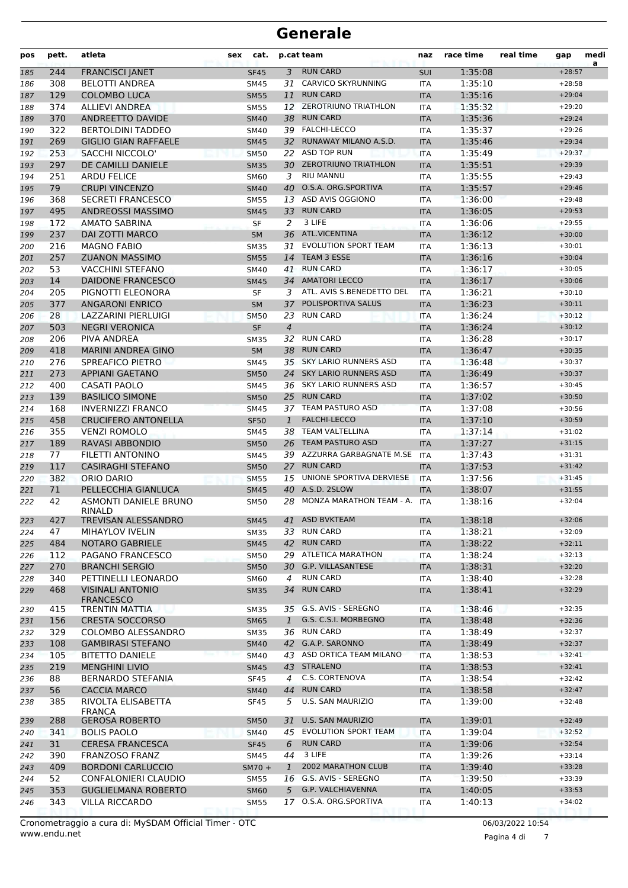# Generale

| pos | pett. | atleta | sex | cat. | p.cat | team | naz | race time | real time | gap | media |
|---|---|---|---|---|---|---|---|---|---|---|---|
| 185 | 244 | FRANCISCI JANET | | SF45 | 3 | RUN CARD | SUI | 1:35:08 | | +28:57 | |
| 186 | 308 | BELOTTI ANDREA | | SM45 | 31 | CARVICO SKYRUNNING | ITA | 1:35:10 | | +28:58 | |
| 187 | 129 | COLOMBO LUCA | | SM55 | 11 | RUN CARD | ITA | 1:35:16 | | +29:04 | |
| 188 | 374 | ALLIEVI ANDREA | | SM55 | 12 | ZEROTRIUNO TRIATHLON | ITA | 1:35:32 | | +29:20 | |
| 189 | 370 | ANDREETTO DAVIDE | | SM40 | 38 | RUN CARD | ITA | 1:35:36 | | +29:24 | |
| 190 | 322 | BERTOLDINI TADDEO | | SM40 | 39 | FALCHI-LECCO | ITA | 1:35:37 | | +29:26 | |
| 191 | 269 | GIGLIO GIAN RAFFAELE | | SM45 | 32 | RUNAWAY MILANO A.S.D. | ITA | 1:35:46 | | +29:34 | |
| 192 | 253 | SACCHI NICCOLO' | | SM50 | 22 | ASD TOP RUN | ITA | 1:35:49 | | +29:37 | |
| 193 | 297 | DE CAMILLI DANIELE | | SM35 | 30 | ZEROTRIUNO TRIATHLON | ITA | 1:35:51 | | +29:39 | |
| 194 | 251 | ARDU FELICE | | SM60 | 3 | RIU MANNU | ITA | 1:35:55 | | +29:43 | |
| 195 | 79 | CRUPI VINCENZO | | SM40 | 40 | O.S.A. ORG.SPORTIVA | ITA | 1:35:57 | | +29:46 | |
| 196 | 368 | SECRETI FRANCESCO | | SM55 | 13 | ASD AVIS OGGIONO | ITA | 1:36:00 | | +29:48 | |
| 197 | 495 | ANDREOSSI MASSIMO | | SM45 | 33 | RUN CARD | ITA | 1:36:05 | | +29:53 | |
| 198 | 172 | AMATO SABRINA | | SF | 2 | 3 LIFE | ITA | 1:36:06 | | +29:55 | |
| 199 | 237 | DAI ZOTTI MARCO | | SM | 36 | ATL.VICENTINA | ITA | 1:36:12 | | +30:00 | |
| 200 | 216 | MAGNO FABIO | | SM35 | 31 | EVOLUTION SPORT TEAM | ITA | 1:36:13 | | +30:01 | |
| 201 | 257 | ZUANON MASSIMO | | SM55 | 14 | TEAM 3 ESSE | ITA | 1:36:16 | | +30:04 | |
| 202 | 53 | VACCHINI STEFANO | | SM40 | 41 | RUN CARD | ITA | 1:36:17 | | +30:05 | |
| 203 | 14 | DAIDONE FRANCESCO | | SM45 | 34 | AMATORI LECCO | ITA | 1:36:17 | | +30:06 | |
| 204 | 205 | PIGNOTTI ELEONORA | | SF | 3 | ATL. AVIS S.BENEDETTO DEL | ITA | 1:36:21 | | +30:10 | |
| 205 | 377 | ANGARONI ENRICO | | SM | 37 | POLISPORTIVA SALUS | ITA | 1:36:23 | | +30:11 | |
| 206 | 28 | LAZZARINI PIERLUIGI | | SM50 | 23 | RUN CARD | ITA | 1:36:24 | | +30:12 | |
| 207 | 503 | NEGRI VERONICA | | SF | 4 | | ITA | 1:36:24 | | +30:12 | |
| 208 | 206 | PIVA ANDREA | | SM35 | 32 | RUN CARD | ITA | 1:36:28 | | +30:17 | |
| 209 | 418 | MARINI ANDREA GINO | | SM | 38 | RUN CARD | ITA | 1:36:47 | | +30:35 | |
| 210 | 276 | SPREAFICO PIETRO | | SM45 | 35 | SKY LARIO RUNNERS ASD | ITA | 1:36:48 | | +30:37 | |
| 211 | 273 | APPIANI GAETANO | | SM50 | 24 | SKY LARIO RUNNERS ASD | ITA | 1:36:49 | | +30:37 | |
| 212 | 400 | CASATI PAOLO | | SM45 | 36 | SKY LARIO RUNNERS ASD | ITA | 1:36:57 | | +30:45 | |
| 213 | 139 | BASILICO SIMONE | | SM50 | 25 | RUN CARD | ITA | 1:37:02 | | +30:50 | |
| 214 | 168 | INVERNIZZI FRANCO | | SM45 | 37 | TEAM PASTURO ASD | ITA | 1:37:08 | | +30:56 | |
| 215 | 458 | CRUCIFERO ANTONELLA | | SF50 | 1 | FALCHI-LECCO | ITA | 1:37:10 | | +30:59 | |
| 216 | 355 | VENZI ROMOLO | | SM45 | 38 | TEAM VALTELLINA | ITA | 1:37:14 | | +31:02 | |
| 217 | 189 | RAVASI ABBONDIO | | SM50 | 26 | TEAM PASTURO ASD | ITA | 1:37:27 | | +31:15 | |
| 218 | 77 | FILETTI ANTONINO | | SM45 | 39 | AZZURRA GARBAGNATE M.SE | ITA | 1:37:43 | | +31:31 | |
| 219 | 117 | CASIRAGHI STEFANO | | SM50 | 27 | RUN CARD | ITA | 1:37:53 | | +31:42 | |
| 220 | 382 | ORIO DARIO | | SM55 | 15 | UNIONE SPORTIVA DERVIESE | ITA | 1:37:56 | | +31:45 | |
| 221 | 71 | PELLECCHIA GIANLUCA | | SM45 | 40 | A.S.D. 2SLOW | ITA | 1:38:07 | | +31:55 | |
| 222 | 42 | ASMONTI DANIELE BRUNO RINALD | | SM50 | 28 | MONZA MARATHON TEAM - A. | ITA | 1:38:16 | | +32:04 | |
| 223 | 427 | TREVISAN ALESSANDRO | | SM45 | 41 | ASD BVKTEAM | ITA | 1:38:18 | | +32:06 | |
| 224 | 47 | MIHAYLOV IVELIN | | SM35 | 33 | RUN CARD | ITA | 1:38:21 | | +32:09 | |
| 225 | 484 | NOTARO GABRIELE | | SM45 | 42 | RUN CARD | ITA | 1:38:22 | | +32:11 | |
| 226 | 112 | PAGANO FRANCESCO | | SM50 | 29 | ATLETICA MARATHON | ITA | 1:38:24 | | +32:13 | |
| 227 | 270 | BRANCHI SERGIO | | SM50 | 30 | G.P. VILLASANTESE | ITA | 1:38:31 | | +32:20 | |
| 228 | 340 | PETTINELLI LEONARDO | | SM60 | 4 | RUN CARD | ITA | 1:38:40 | | +32:28 | |
| 229 | 468 | VISINALI ANTONIO FRANCESCO | | SM35 | 34 | RUN CARD | ITA | 1:38:41 | | +32:29 | |
| 230 | 415 | TRENTIN MATTIA | | SM35 | 35 | G.S. AVIS - SEREGNO | ITA | 1:38:46 | | +32:35 | |
| 231 | 156 | CRESTA SOCCORSO | | SM65 | 1 | G.S. C.S.I. MORBEGNO | ITA | 1:38:48 | | +32:36 | |
| 232 | 329 | COLOMBO ALESSANDRO | | SM35 | 36 | RUN CARD | ITA | 1:38:49 | | +32:37 | |
| 233 | 108 | GAMBIRASI STEFANO | | SM40 | 42 | G.A.P. SARONNO | ITA | 1:38:49 | | +32:37 | |
| 234 | 105 | BITETTO DANIELE | | SM40 | 43 | ASD ORTICA TEAM MILANO | ITA | 1:38:53 | | +32:41 | |
| 235 | 219 | MENGHINI LIVIO | | SM45 | 43 | STRALENO | ITA | 1:38:53 | | +32:41 | |
| 236 | 88 | BERNARDO STEFANIA | | SF45 | 4 | C.S. CORTENOVA | ITA | 1:38:54 | | +32:42 | |
| 237 | 56 | CACCIA MARCO | | SM40 | 44 | RUN CARD | ITA | 1:38:58 | | +32:47 | |
| 238 | 385 | RIVOLTA ELISABETTA FRANCA | | SF45 | 5 | U.S. SAN MAURIZIO | ITA | 1:39:00 | | +32:48 | |
| 239 | 288 | GEROSA ROBERTO | | SM50 | 31 | U.S. SAN MAURIZIO | ITA | 1:39:01 | | +32:49 | |
| 240 | 341 | BOLIS PAOLO | | SM40 | 45 | EVOLUTION SPORT TEAM | ITA | 1:39:04 | | +32:52 | |
| 241 | 31 | CERESA FRANCESCA | | SF45 | 6 | RUN CARD | ITA | 1:39:06 | | +32:54 | |
| 242 | 390 | FRANZOSO FRANZ | | SM45 | 44 | 3 LIFE | ITA | 1:39:26 | | +33:14 | |
| 243 | 409 | BORDONI CARLUCCIO | | SM70 + | 1 | 2002 MARATHON CLUB | ITA | 1:39:40 | | +33:28 | |
| 244 | 52 | CONFALONIERI CLAUDIO | | SM55 | 16 | G.S. AVIS - SEREGNO | ITA | 1:39:50 | | +33:39 | |
| 245 | 353 | GUGLIELMANA ROBERTO | | SM60 | 5 | G.P. VALCHIAVENNA | ITA | 1:40:05 | | +33:53 | |
| 246 | 343 | VILLA RICCARDO | | SM55 | 17 | O.S.A. ORG.SPORTIVA | ITA | 1:40:13 | | +34:02 | |

Cronometraggio a cura di: MySDAM Official Timer - OTC
www.endu.net

06/03/2022 10:54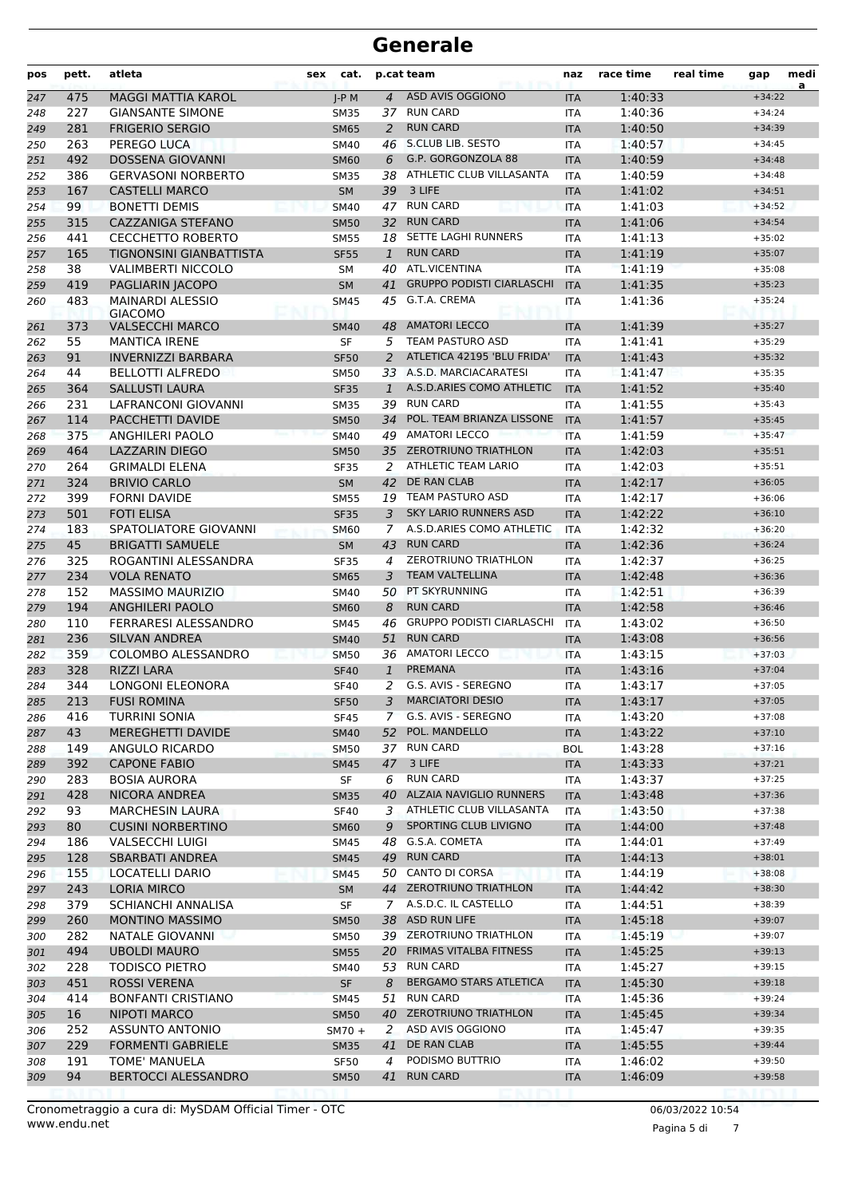# Generale

| pos | pett. | atleta | sex | cat. | p.cat | team | naz | race time | real time | gap | media |
|---|---|---|---|---|---|---|---|---|---|---|---|
| 247 | 475 | MAGGI MATTIA KAROL | | J-P M | 4 | ASD AVIS OGGIONO | ITA | 1:40:33 | | +34:22 | |
| 248 | 227 | GIANSANTE SIMONE | | SM35 | 37 | RUN CARD | ITA | 1:40:36 | | +34:24 | |
| 249 | 281 | FRIGERIO SERGIO | | SM65 | 2 | RUN CARD | ITA | 1:40:50 | | +34:39 | |
| 250 | 263 | PEREGO LUCA | | SM40 | 46 | S.CLUB LIB. SESTO | ITA | 1:40:57 | | +34:45 | |
| 251 | 492 | DOSSENA GIOVANNI | | SM60 | 6 | G.P. GORGONZOLA 88 | ITA | 1:40:59 | | +34:48 | |
| 252 | 386 | GERVASONI NORBERTO | | SM35 | 38 | ATHLETIC CLUB VILLASANTA | ITA | 1:40:59 | | +34:48 | |
| 253 | 167 | CASTELLI MARCO | | SM | 39 | 3 LIFE | ITA | 1:41:02 | | +34:51 | |
| 254 | 99 | BONETTI DEMIS | | SM40 | 47 | RUN CARD | ITA | 1:41:03 | | +34:52 | |
| 255 | 315 | CAZZANIGA STEFANO | | SM50 | 32 | RUN CARD | ITA | 1:41:06 | | +34:54 | |
| 256 | 441 | CECCHETTO ROBERTO | | SM55 | 18 | SETTE LAGHI RUNNERS | ITA | 1:41:13 | | +35:02 | |
| 257 | 165 | TIGNONSINI GIANBATTISTA | | SF55 | 1 | RUN CARD | ITA | 1:41:19 | | +35:07 | |
| 258 | 38 | VALIMBERTI NICCOLO | | SM | 40 | ATL.VICENTINA | ITA | 1:41:19 | | +35:08 | |
| 259 | 419 | PAGLIARIN JACOPO | | SM | 41 | GRUPPO PODISTI CIARLASCHI | ITA | 1:41:35 | | +35:23 | |
| 260 | 483 | MAINARDI ALESSIO GIACOMO | | SM45 | 45 | G.T.A. CREMA | ITA | 1:41:36 | | +35:24 | |
| 261 | 373 | VALSECCHI MARCO | | SM40 | 48 | AMATORI LECCO | ITA | 1:41:39 | | +35:27 | |
| 262 | 55 | MANTICA IRENE | | SF | 5 | TEAM PASTURO ASD | ITA | 1:41:41 | | +35:29 | |
| 263 | 91 | INVERNIZZI BARBARA | | SF50 | 2 | ATLETICA 42195 'BLU FRIDA' | ITA | 1:41:43 | | +35:32 | |
| 264 | 44 | BELLOTTI ALFREDO | | SM50 | 33 | A.S.D. MARCIACARATESI | ITA | 1:41:47 | | +35:35 | |
| 265 | 364 | SALLUSTI LAURA | | SF35 | 1 | A.S.D.ARIES COMO ATHLETIC | ITA | 1:41:52 | | +35:40 | |
| 266 | 231 | LAFRANCONI GIOVANNI | | SM35 | 39 | RUN CARD | ITA | 1:41:55 | | +35:43 | |
| 267 | 114 | PACCHETTI DAVIDE | | SM50 | 34 | POL. TEAM BRIANZA LISSONE | ITA | 1:41:57 | | +35:45 | |
| 268 | 375 | ANGHILERI PAOLO | | SM40 | 49 | AMATORI LECCO | ITA | 1:41:59 | | +35:47 | |
| 269 | 464 | LAZZARIN DIEGO | | SM50 | 35 | ZEROTRIUNO TRIATHLON | ITA | 1:42:03 | | +35:51 | |
| 270 | 264 | GRIMALDI ELENA | | SF35 | 2 | ATHLETIC TEAM LARIO | ITA | 1:42:03 | | +35:51 | |
| 271 | 324 | BRIVIO CARLO | | SM | 42 | DE RAN CLAB | ITA | 1:42:17 | | +36:05 | |
| 272 | 399 | FORNI DAVIDE | | SM55 | 19 | TEAM PASTURO ASD | ITA | 1:42:17 | | +36:06 | |
| 273 | 501 | FOTI ELISA | | SF35 | 3 | SKY LARIO RUNNERS ASD | ITA | 1:42:22 | | +36:10 | |
| 274 | 183 | SPATOLIATORE GIOVANNI | | SM60 | 7 | A.S.D.ARIES COMO ATHLETIC | ITA | 1:42:32 | | +36:20 | |
| 275 | 45 | BRIGATTI SAMUELE | | SM | 43 | RUN CARD | ITA | 1:42:36 | | +36:24 | |
| 276 | 325 | ROGANTINI ALESSANDRA | | SF35 | 4 | ZEROTRIUNO TRIATHLON | ITA | 1:42:37 | | +36:25 | |
| 277 | 234 | VOLA RENATO | | SM65 | 3 | TEAM VALTELLINA | ITA | 1:42:48 | | +36:36 | |
| 278 | 152 | MASSIMO MAURIZIO | | SM40 | 50 | PT SKYRUNNING | ITA | 1:42:51 | | +36:39 | |
| 279 | 194 | ANGHILERI PAOLO | | SM60 | 8 | RUN CARD | ITA | 1:42:58 | | +36:46 | |
| 280 | 110 | FERRARESI ALESSANDRO | | SM45 | 46 | GRUPPO PODISTI CIARLASCHI | ITA | 1:43:02 | | +36:50 | |
| 281 | 236 | SILVAN ANDREA | | SM40 | 51 | RUN CARD | ITA | 1:43:08 | | +36:56 | |
| 282 | 359 | COLOMBO ALESSANDRO | | SM50 | 36 | AMATORI LECCO | ITA | 1:43:15 | | +37:03 | |
| 283 | 328 | RIZZI LARA | | SF40 | 1 | PREMANA | ITA | 1:43:16 | | +37:04 | |
| 284 | 344 | LONGONI ELEONORA | | SF40 | 2 | G.S. AVIS - SEREGNO | ITA | 1:43:17 | | +37:05 | |
| 285 | 213 | FUSI ROMINA | | SF50 | 3 | MARCIATORI DESIO | ITA | 1:43:17 | | +37:05 | |
| 286 | 416 | TURRINI SONIA | | SF45 | 7 | G.S. AVIS - SEREGNO | ITA | 1:43:20 | | +37:08 | |
| 287 | 43 | MEREGHETTI DAVIDE | | SM40 | 52 | POL. MANDELLO | ITA | 1:43:22 | | +37:10 | |
| 288 | 149 | ANGULO RICARDO | | SM50 | 37 | RUN CARD | BOL | 1:43:28 | | +37:16 | |
| 289 | 392 | CAPONE FABIO | | SM45 | 47 | 3 LIFE | ITA | 1:43:33 | | +37:21 | |
| 290 | 283 | BOSIA AURORA | | SF | 6 | RUN CARD | ITA | 1:43:37 | | +37:25 | |
| 291 | 428 | NICORA ANDREA | | SM35 | 40 | ALZAIA NAVIGLIO RUNNERS | ITA | 1:43:48 | | +37:36 | |
| 292 | 93 | MARCHESIN LAURA | | SF40 | 3 | ATHLETIC CLUB VILLASANTA | ITA | 1:43:50 | | +37:38 | |
| 293 | 80 | CUSINI NORBERTINO | | SM60 | 9 | SPORTING CLUB LIVIGNO | ITA | 1:44:00 | | +37:48 | |
| 294 | 186 | VALSECCHI LUIGI | | SM45 | 48 | G.S.A. COMETA | ITA | 1:44:01 | | +37:49 | |
| 295 | 128 | SBARBATI ANDREA | | SM45 | 49 | RUN CARD | ITA | 1:44:13 | | +38:01 | |
| 296 | 155 | LOCATELLI DARIO | | SM45 | 50 | CANTO DI CORSA | ITA | 1:44:19 | | +38:08 | |
| 297 | 243 | LORIA MIRCO | | SM | 44 | ZEROTRIUNO TRIATHLON | ITA | 1:44:42 | | +38:30 | |
| 298 | 379 | SCHIANCHI ANNALISA | | SF | 7 | A.S.D.C. IL CASTELLO | ITA | 1:44:51 | | +38:39 | |
| 299 | 260 | MONTINO MASSIMO | | SM50 | 38 | ASD RUN LIFE | ITA | 1:45:18 | | +39:07 | |
| 300 | 282 | NATALE GIOVANNI | | SM50 | 39 | ZEROTRIUNO TRIATHLON | ITA | 1:45:19 | | +39:07 | |
| 301 | 494 | UBOLDI MAURO | | SM55 | 20 | FRIMAS VITALBA FITNESS | ITA | 1:45:25 | | +39:13 | |
| 302 | 228 | TODISCO PIETRO | | SM40 | 53 | RUN CARD | ITA | 1:45:27 | | +39:15 | |
| 303 | 451 | ROSSI VERENA | | SF | 8 | BERGAMO STARS ATLETICA | ITA | 1:45:30 | | +39:18 | |
| 304 | 414 | BONFANTI CRISTIANO | | SM45 | 51 | RUN CARD | ITA | 1:45:36 | | +39:24 | |
| 305 | 16 | NIPOTI MARCO | | SM50 | 40 | ZEROTRIUNO TRIATHLON | ITA | 1:45:45 | | +39:34 | |
| 306 | 252 | ASSUNTO ANTONIO | | SM70 + | 2 | ASD AVIS OGGIONO | ITA | 1:45:47 | | +39:35 | |
| 307 | 229 | FORMENTI GABRIELE | | SM35 | 41 | DE RAN CLAB | ITA | 1:45:55 | | +39:44 | |
| 308 | 191 | TOME' MANUELA | | SF50 | 4 | PODISMO BUTTRIO | ITA | 1:46:02 | | +39:50 | |
| 309 | 94 | BERTOCCI ALESSANDRO | | SM50 | 41 | RUN CARD | ITA | 1:46:09 | | +39:58 | |

Cronometraggio a cura di: MySDAM Official Timer - OTC
www.endu.net

06/03/2022 10:54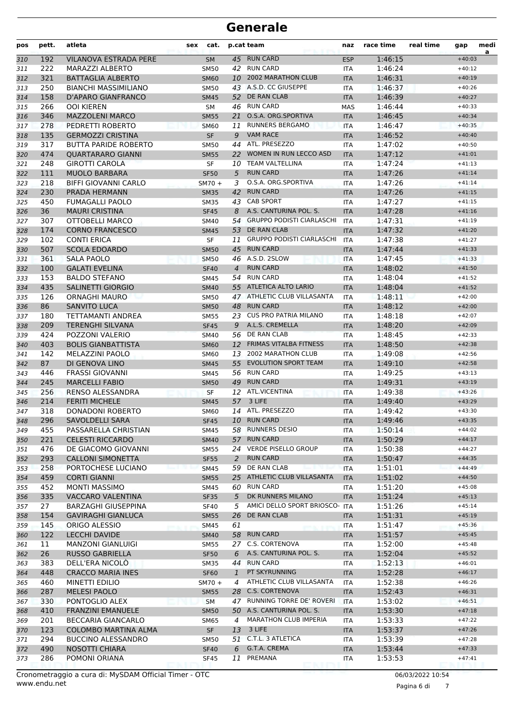# Generale

| pos | pett. | atleta | sex | cat. | p.cat | team | naz | race time | real time | gap | media |
|---|---|---|---|---|---|---|---|---|---|---|---|
| 310 | 192 | VILANOVA ESTRADA PERE | | SM | 45 | RUN CARD | ESP | 1:46:15 | | +40:03 | |
| 311 | 222 | MARAZZI ALBERTO | | SM50 | 42 | RUN CARD | ITA | 1:46:24 | | +40:12 | |
| 312 | 321 | BATTAGLIA ALBERTO | | SM60 | 10 | 2002 MARATHON CLUB | ITA | 1:46:31 | | +40:19 | |
| 313 | 250 | BIANCHI MASSIMILIANO | | SM50 | 43 | A.S.D. CC GIUSEPPE | ITA | 1:46:37 | | +40:26 | |
| 314 | 158 | D'APARO GIANFRANCO | | SM45 | 52 | DE RAN CLAB | ITA | 1:46:39 | | +40:27 | |
| 315 | 266 | OOI KIEREN | | SM | 46 | RUN CARD | MAS | 1:46:44 | | +40:33 | |
| 316 | 346 | MAZZOLENI MARCO | | SM55 | 21 | O.S.A. ORG.SPORTIVA | ITA | 1:46:45 | | +40:34 | |
| 317 | 278 | PEDRETTI ROBERTO | | SM60 | 11 | RUNNERS BERGAMO | ITA | 1:46:47 | | +40:35 | |
| 318 | 135 | GERMOZZI CRISTINA | | SF | 9 | VAM RACE | ITA | 1:46:52 | | +40:40 | |
| 319 | 317 | BUTTA PARIDE ROBERTO | | SM50 | 44 | ATL. PRESEZZO | ITA | 1:47:02 | | +40:50 | |
| 320 | 474 | QUARTARARO GIANNI | | SM55 | 22 | WOMEN IN RUN LECCO ASD | ITA | 1:47:12 | | +41:01 | |
| 321 | 248 | GIROTTI CAROLA | | SF | 10 | TEAM VALTELLINA | ITA | 1:47:24 | | +41:13 | |
| 322 | 111 | MUOLO BARBARA | | SF50 | 5 | RUN CARD | ITA | 1:47:26 | | +41:14 | |
| 323 | 218 | BIFFI GIOVANNI CARLO | | SM70 + | 3 | O.S.A. ORG.SPORTIVA | ITA | 1:47:26 | | +41:14 | |
| 324 | 230 | PRADA HERMANN | | SM35 | 42 | RUN CARD | ITA | 1:47:26 | | +41:15 | |
| 325 | 450 | FUMAGALLI PAOLO | | SM35 | 43 | CAB SPORT | ITA | 1:47:27 | | +41:15 | |
| 326 | 36 | MAURI CRISTINA | | SF45 | 8 | A.S. CANTURINA POL. S. | ITA | 1:47:28 | | +41:16 | |
| 327 | 307 | OTTOBELLI MARCO | | SM40 | 54 | GRUPPO PODISTI CIARLASCHI | ITA | 1:47:31 | | +41:19 | |
| 328 | 174 | CORNO FRANCESCO | | SM45 | 53 | DE RAN CLAB | ITA | 1:47:32 | | +41:20 | |
| 329 | 102 | CONTI ERICA | | SF | 11 | GRUPPO PODISTI CIARLASCHI | ITA | 1:47:38 | | +41:27 | |
| 330 | 507 | SCOLA EDOARDO | | SM50 | 45 | RUN CARD | ITA | 1:47:44 | | +41:33 | |
| 331 | 361 | SALA PAOLO | | SM50 | 46 | A.S.D. 2SLOW | ITA | 1:47:45 | | +41:33 | |
| 332 | 100 | GALATI EVELINA | | SF40 | 4 | RUN CARD | ITA | 1:48:02 | | +41:50 | |
| 333 | 153 | BALDO STEFANO | | SM45 | 54 | RUN CARD | ITA | 1:48:04 | | +41:52 | |
| 334 | 435 | SALINETTI GIORGIO | | SM40 | 55 | ATLETICA ALTO LARIO | ITA | 1:48:04 | | +41:52 | |
| 335 | 126 | ORNAGHI MAURO | | SM50 | 47 | ATHLETIC CLUB VILLASANTA | ITA | 1:48:11 | | +42:00 | |
| 336 | 86 | SANVITO LUCA | | SM50 | 48 | RUN CARD | ITA | 1:48:12 | | +42:00 | |
| 337 | 180 | TETTAMANTI ANDREA | | SM55 | 23 | CUS PRO PATRIA MILANO | ITA | 1:48:18 | | +42:07 | |
| 338 | 209 | TERENGHI SILVANA | | SF45 | 9 | A.L.S. CREMELLA | ITA | 1:48:20 | | +42:09 | |
| 339 | 424 | POZZONI VALERIO | | SM40 | 56 | DE RAN CLAB | ITA | 1:48:45 | | +42:33 | |
| 340 | 403 | BOLIS GIANBATTISTA | | SM60 | 12 | FRIMAS VITALBA FITNESS | ITA | 1:48:50 | | +42:38 | |
| 341 | 142 | MELAZZINI PAOLO | | SM60 | 13 | 2002 MARATHON CLUB | ITA | 1:49:08 | | +42:56 | |
| 342 | 87 | DI GENOVA LINO | | SM45 | 55 | EVOLUTION SPORT TEAM | ITA | 1:49:10 | | +42:58 | |
| 343 | 446 | FRASSI GIOVANNI | | SM45 | 56 | RUN CARD | ITA | 1:49:25 | | +43:13 | |
| 344 | 245 | MARCELLI FABIO | | SM50 | 49 | RUN CARD | ITA | 1:49:31 | | +43:19 | |
| 345 | 256 | RENSO ALESSANDRA | | SF | 12 | ATL.VICENTINA | ITA | 1:49:38 | | +43:26 | |
| 346 | 214 | FERITI MICHELE | | SM45 | 57 | 3 LIFE | ITA | 1:49:40 | | +43:29 | |
| 347 | 318 | DONADONI ROBERTO | | SM60 | 14 | ATL. PRESEZZO | ITA | 1:49:42 | | +43:30 | |
| 348 | 296 | SAVOLDELLI SARA | | SF45 | 10 | RUN CARD | ITA | 1:49:46 | | +43:35 | |
| 349 | 455 | PASSARELLA CHRISTIAN | | SM45 | 58 | RUNNERS DESIO | ITA | 1:50:14 | | +44:02 | |
| 350 | 221 | CELESTI RICCARDO | | SM40 | 57 | RUN CARD | ITA | 1:50:29 | | +44:17 | |
| 351 | 476 | DE GIACOMO GIOVANNI | | SM55 | 24 | VERDE PISELLO GROUP | ITA | 1:50:38 | | +44:27 | |
| 352 | 293 | CALLONI SIMONETTA | | SF55 | 2 | RUN CARD | ITA | 1:50:47 | | +44:35 | |
| 353 | 258 | PORTOCHESE LUCIANO | | SM45 | 59 | DE RAN CLAB | ITA | 1:51:01 | | +44:49 | |
| 354 | 459 | CORTI GIANNI | | SM55 | 25 | ATHLETIC CLUB VILLASANTA | ITA | 1:51:02 | | +44:50 | |
| 355 | 452 | MONTI MASSIMO | | SM45 | 60 | RUN CARD | ITA | 1:51:20 | | +45:08 | |
| 356 | 335 | VACCARO VALENTINA | | SF35 | 5 | DK RUNNERS MILANO | ITA | 1:51:24 | | +45:13 | |
| 357 | 27 | BARZAGHI GIUSEPPINA | | SF40 | 5 | AMICI DELLO SPORT BRIOSCO- | ITA | 1:51:26 | | +45:14 | |
| 358 | 154 | GAVIRAGHI GIANLUCA | | SM55 | 26 | DE RAN CLAB | ITA | 1:51:31 | | +45:19 | |
| 359 | 145 | ORIGO ALESSIO | | SM45 | 61 | | ITA | 1:51:47 | | +45:36 | |
| 360 | 122 | LECCHI DAVIDE | | SM40 | 58 | RUN CARD | ITA | 1:51:57 | | +45:45 | |
| 361 | 11 | MANZONI GIANLUIGI | | SM55 | 27 | C.S. CORTENOVA | ITA | 1:52:00 | | +45:48 | |
| 362 | 26 | RUSSO GABRIELLA | | SF50 | 6 | A.S. CANTURINA POL. S. | ITA | 1:52:04 | | +45:52 | |
| 363 | 383 | DELL'ERA NICOLÒ | | SM35 | 44 | RUN CARD | ITA | 1:52:13 | | +46:01 | |
| 364 | 448 | CRACCO MARIA INES | | SF60 | 1 | PT SKYRUNNING | ITA | 1:52:28 | | +46:17 | |
| 365 | 460 | MINETTI EDILIO | | SM70 + | 4 | ATHLETIC CLUB VILLASANTA | ITA | 1:52:38 | | +46:26 | |
| 366 | 287 | MELESI PAOLO | | SM55 | 28 | C.S. CORTENOVA | ITA | 1:52:43 | | +46:31 | |
| 367 | 330 | PONTOGLIO ALEX | | SM | 47 | RUNNING TORRE DE' ROVERI | ITA | 1:53:02 | | +46:51 | |
| 368 | 410 | FRANZINI EMANUELE | | SM50 | 50 | A.S. CANTURINA POL. S. | ITA | 1:53:30 | | +47:18 | |
| 369 | 201 | BECCARIA GIANCARLO | | SM65 | 4 | MARATHON CLUB IMPERIA | ITA | 1:53:33 | | +47:22 | |
| 370 | 123 | COLOMBO MARTINA ALMA | | SF | 13 | 3 LIFE | ITA | 1:53:37 | | +47:26 | |
| 371 | 294 | BUCCINO ALESSANDRO | | SM50 | 51 | C.T.L. 3 ATLETICA | ITA | 1:53:39 | | +47:28 | |
| 372 | 490 | NOSOTTI CHIARA | | SF40 | 6 | G.T.A. CREMA | ITA | 1:53:44 | | +47:33 | |
| 373 | 286 | POMONI ORIANA | | SF45 | 11 | PREMANA | ITA | 1:53:53 | | +47:41 | |

Cronometraggio a cura di: MySDAM Official Timer - OTC
www.endu.net

06/03/2022 10:54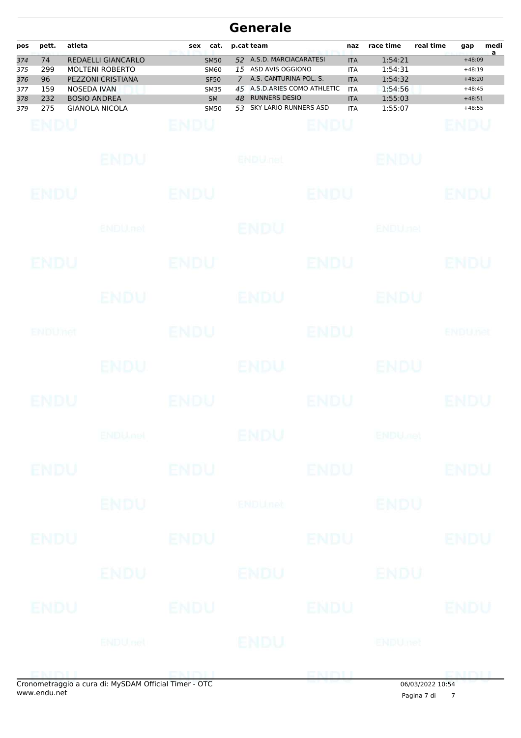# Generale

| pos | pett. | atleta | sex | cat. | p.cat | team | naz | race time | real time | gap | media |
|---|---|---|---|---|---|---|---|---|---|---|---|
| 374 | 74 | REDAELLI GIANCARLO | | SM50 | 52 | A.S.D. MARCIACARATESI | ITA | 1:54:21 | | +48:09 | |
| 375 | 299 | MOLTENI ROBERTO | | SM60 | 15 | ASD AVIS OGGIONO | ITA | 1:54:31 | | +48:19 | |
| 376 | 96 | PEZZONI CRISTIANA | | SF50 | 7 | A.S. CANTURINA POL. S. | ITA | 1:54:32 | | +48:20 | |
| 377 | 159 | NOSEDA IVAN | | SM35 | 45 | A.S.D.ARIES COMO ATHLETIC | ITA | 1:54:56 | | +48:45 | |
| 378 | 232 | BOSIO ANDREA | | SM | 48 | RUNNERS DESIO | ITA | 1:55:03 | | +48:51 | |
| 379 | 275 | GIANOLA NICOLA | | SM50 | 53 | SKY LARIO RUNNERS ASD | ITA | 1:55:07 | | +48:55 | |

Cronometraggio a cura di: MySDAM Official Timer - OTC
www.endu.net

06/03/2022 10:54